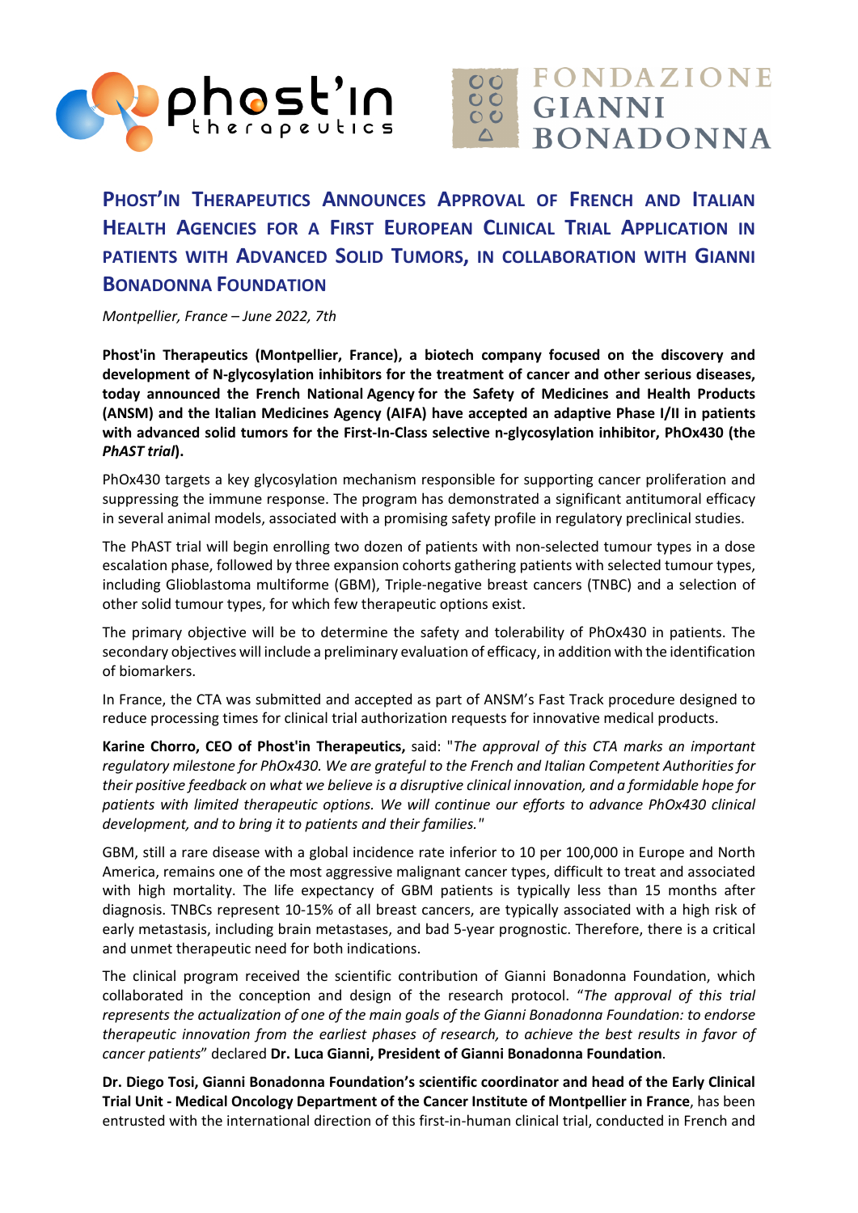# Phost'in Therapeutics Announces Approval of French and Italian Health Agencies for a First European Clinical Trial Application in patients with Advanced Solid Tumors, in collaboration with Gianni Bonadonna Foundation

*Montpellier, France – June 2022, 7th*

**Phost'in Therapeutics (Montpellier, France), a biotech company focused on the discovery and development of N-glycosylation inhibitors for the treatment of cancer and other serious diseases, today announced the French National Agency for the Safety of Medicines and Health Products (ANSM) and the Italian Medicines Agency (AIFA) have accepted an adaptive Phase I/II in patients with advanced solid tumors for the First-In-Class selective n-glycosylation inhibitor, PhOx430 (the *PhAST trial*).**

PhOx430 targets a key glycosylation mechanism responsible for supporting cancer proliferation and suppressing the immune response. The program has demonstrated a significant antitumoral efficacy in several animal models, associated with a promising safety profile in regulatory preclinical studies.

The PhAST trial will begin enrolling two dozen of patients with non-selected tumour types in a dose escalation phase, followed by three expansion cohorts gathering patients with selected tumour types, including Glioblastoma multiforme (GBM), Triple-negative breast cancers (TNBC) and a selection of other solid tumour types, for which few therapeutic options exist.

The primary objective will be to determine the safety and tolerability of PhOx430 in patients. The secondary objectives will include a preliminary evaluation of efficacy, in addition with the identification of biomarkers.

In France, the CTA was submitted and accepted as part of ANSM's Fast Track procedure designed to reduce processing times for clinical trial authorization requests for innovative medical products.

**Karine Chorro, CEO of Phost'in Therapeutics,** said: "*The approval of this CTA marks an important regulatory milestone for PhOx430. We are grateful to the French and Italian Competent Authorities for their positive feedback on what we believe is a disruptive clinical innovation, and a formidable hope for patients with limited therapeutic options. We will continue our efforts to advance PhOx430 clinical development, and to bring it to patients and their families.*"

GBM, still a rare disease with a global incidence rate inferior to 10 per 100,000 in Europe and North America, remains one of the most aggressive malignant cancer types, difficult to treat and associated with high mortality. The life expectancy of GBM patients is typically less than 15 months after diagnosis. TNBCs represent 10-15% of all breast cancers, are typically associated with a high risk of early metastasis, including brain metastases, and bad 5-year prognostic. Therefore, there is a critical and unmet therapeutic need for both indications.

The clinical program received the scientific contribution of Gianni Bonadonna Foundation, which collaborated in the conception and design of the research protocol. "*The approval of this trial represents the actualization of one of the main goals of the Gianni Bonadonna Foundation: to endorse therapeutic innovation from the earliest phases of research, to achieve the best results in favor of cancer patients*" declared **Dr. Luca Gianni, President of Gianni Bonadonna Foundation**.

**Dr. Diego Tosi, Gianni Bonadonna Foundation's scientific coordinator and head of the Early Clinical Trial Unit - Medical Oncology Department of the Cancer Institute of Montpellier in France**, has been entrusted with the international direction of this first-in-human clinical trial, conducted in French and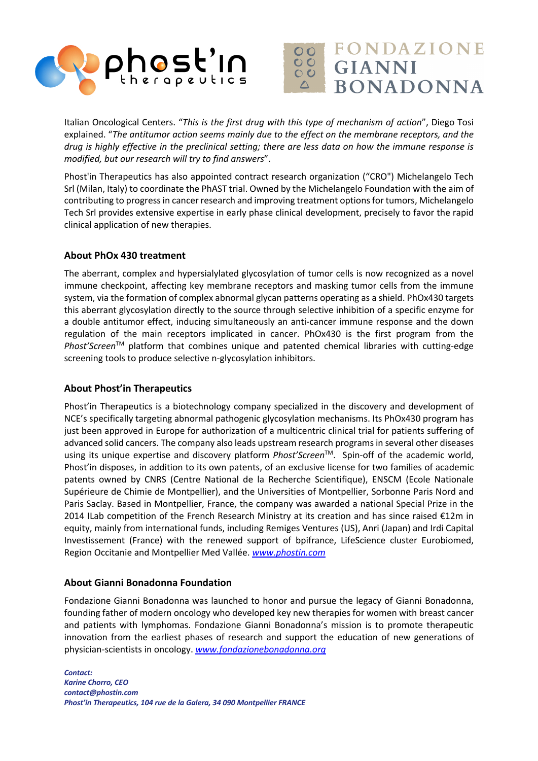Italian Oncological Centers. "*This is the first drug with this type of mechanism of action*", Diego Tosi explained. "*The antitumor action seems mainly due to the effect on the membrane receptors, and the drug is highly effective in the preclinical setting; there are less data on how the immune response is modified, but our research will try to find answers*".

Phost'in Therapeutics has also appointed contract research organization ("CRO") Michelangelo Tech Srl (Milan, Italy) to coordinate the PhAST trial. Owned by the Michelangelo Foundation with the aim of contributing to progress in cancer research and improving treatment options for tumors, Michelangelo Tech Srl provides extensive expertise in early phase clinical development, precisely to favor the rapid clinical application of new therapies.

## About PhOx 430 treatment

The aberrant, complex and hypersialylated glycosylation of tumor cells is now recognized as a novel immune checkpoint, affecting key membrane receptors and masking tumor cells from the immune system, via the formation of complex abnormal glycan patterns operating as a shield. PhOx430 targets this aberrant glycosylation directly to the source through selective inhibition of a specific enzyme for a double antitumor effect, inducing simultaneously an anti-cancer immune response and the down regulation of the main receptors implicated in cancer. PhOx430 is the first program from the *Phost'Screen*™ platform that combines unique and patented chemical libraries with cutting-edge screening tools to produce selective n-glycosylation inhibitors.

## About Phost'in Therapeutics

Phost'in Therapeutics is a biotechnology company specialized in the discovery and development of NCE's specifically targeting abnormal pathogenic glycosylation mechanisms. Its PhOx430 program has just been approved in Europe for authorization of a multicentric clinical trial for patients suffering of advanced solid cancers. The company also leads upstream research programs in several other diseases using its unique expertise and discovery platform *Phost'Screen*™. Spin-off of the academic world, Phost'in disposes, in addition to its own patents, of an exclusive license for two families of academic patents owned by CNRS (Centre National de la Recherche Scientifique), ENSCM (Ecole Nationale Supérieure de Chimie de Montpellier), and the Universities of Montpellier, Sorbonne Paris Nord and Paris Saclay. Based in Montpellier, France, the company was awarded a national Special Prize in the 2014 ILab competition of the French Research Ministry at its creation and has since raised €12m in equity, mainly from international funds, including Remiges Ventures (US), Anri (Japan) and Irdi Capital Investissement (France) with the renewed support of bpifrance, LifeScience cluster Eurobiomed, Region Occitanie and Montpellier Med Vallée. [www.phostin.com](http://www.phostin.com)

## About Gianni Bonadonna Foundation

Fondazione Gianni Bonadonna was launched to honor and pursue the legacy of Gianni Bonadonna, founding father of modern oncology who developed key new therapies for women with breast cancer and patients with lymphomas. Fondazione Gianni Bonadonna's mission is to promote therapeutic innovation from the earliest phases of research and support the education of new generations of physician-scientists in oncology. [www.fondazionebonadonna.org](http://www.fondazionebonadonna.org)

***Contact:***
***Karine Chorro, CEO***
***contact@phostin.com***
***Phost'in Therapeutics, 104 rue de la Galera, 34 090 Montpellier FRANCE***